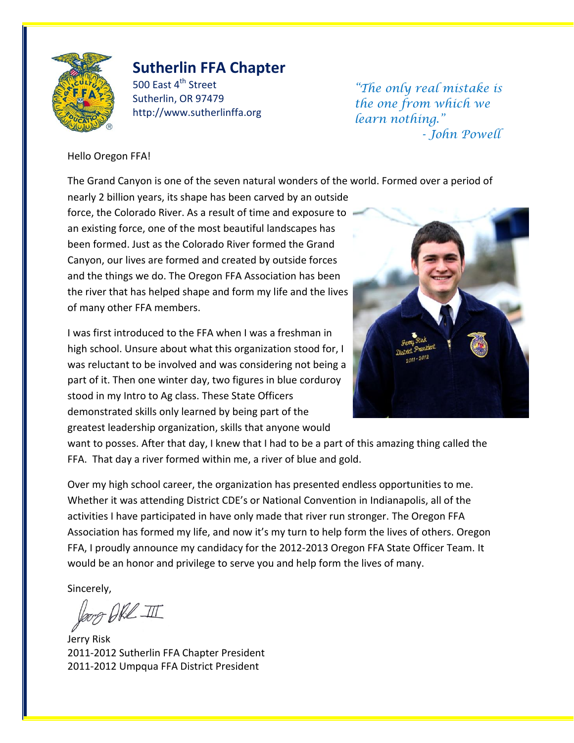# Sutherlin FFA Chapter

500 East 4th Street
Sutherlin, OR 97479
http://www.sutherlinffa.org

*"The only real mistake is the one from which we learn nothing."*
*- John Powell*

Hello Oregon FFA!

The Grand Canyon is one of the seven natural wonders of the world. Formed over a period of nearly 2 billion years, its shape has been carved by an outside force, the Colorado River. As a result of time and exposure to an existing force, one of the most beautiful landscapes has been formed. Just as the Colorado River formed the Grand Canyon, our lives are formed and created by outside forces and the things we do. The Oregon FFA Association has been the river that has helped shape and form my life and the lives of many other FFA members.

I was first introduced to the FFA when I was a freshman in high school. Unsure about what this organization stood for, I was reluctant to be involved and was considering not being a part of it. Then one winter day, two figures in blue corduroy stood in my Intro to Ag class. These State Officers demonstrated skills only learned by being part of the greatest leadership organization, skills that anyone would want to posses. After that day, I knew that I had to be a part of this amazing thing called the FFA. That day a river formed within me, a river of blue and gold.

Over my high school career, the organization has presented endless opportunities to me. Whether it was attending District CDE's or National Convention in Indianapolis, all of the activities I have participated in have only made that river run stronger. The Oregon FFA Association has formed my life, and now it's my turn to help form the lives of others. Oregon FFA, I proudly announce my candidacy for the 2012-2013 Oregon FFA State Officer Team. It would be an honor and privilege to serve you and help form the lives of many.

Sincerely,

Jerry Risk
2011-2012 Sutherlin FFA Chapter President
2011-2012 Umpqua FFA District President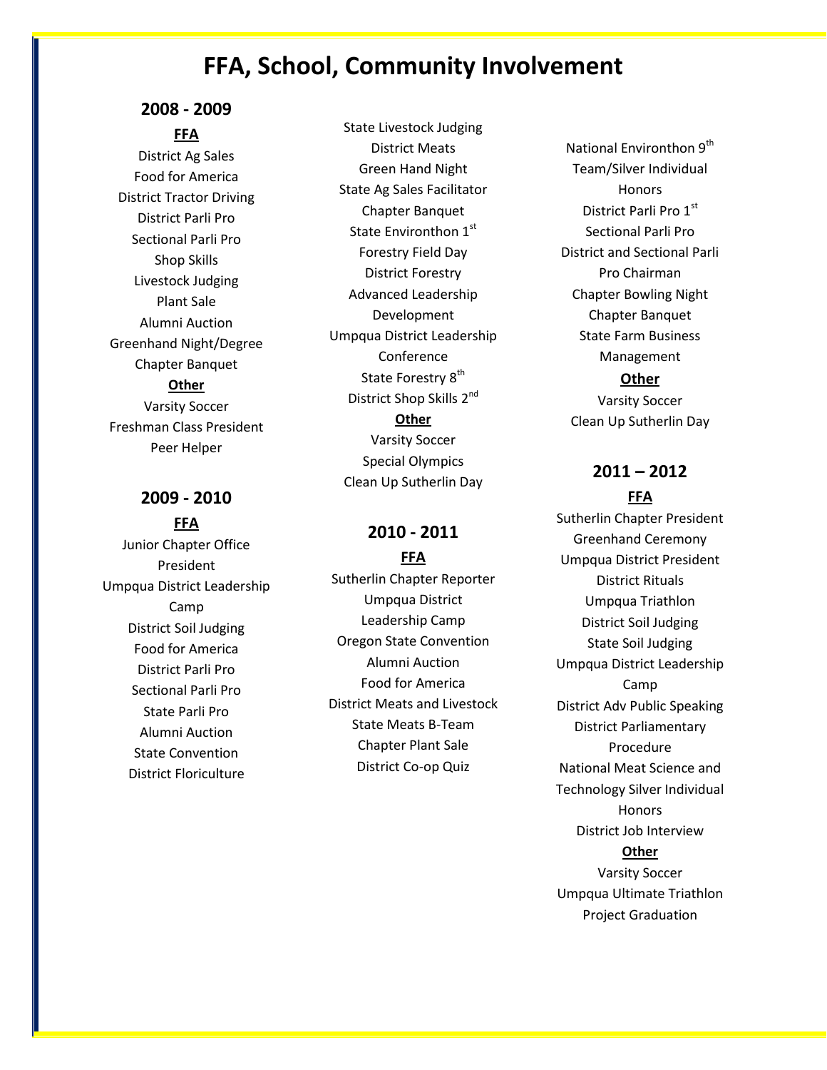# FFA, School, Community Involvement

## 2008 - 2009

### FFA

District Ag Sales
Food for America
District Tractor Driving
District Parli Pro
Sectional Parli Pro
Shop Skills
Livestock Judging
Plant Sale
Alumni Auction
Greenhand Night/Degree
Chapter Banquet

### Other

Varsity Soccer
Freshman Class President
Peer Helper

## 2009 - 2010

### FFA

Junior Chapter Office President
Umpqua District Leadership Camp
District Soil Judging
Food for America
District Parli Pro
Sectional Parli Pro
State Parli Pro
Alumni Auction
State Convention
District Floriculture
State Livestock Judging
District Meats
Green Hand Night
State Ag Sales Facilitator
Chapter Banquet
State Environthon 1st
Forestry Field Day
District Forestry
Advanced Leadership Development
Umpqua District Leadership Conference
State Forestry 8th
District Shop Skills 2nd

### Other

Varsity Soccer
Special Olympics
Clean Up Sutherlin Day

## 2010 - 2011

### FFA

Sutherlin Chapter Reporter
Umpqua District Leadership Camp
Oregon State Convention
Alumni Auction
Food for America
District Meats and Livestock
State Meats B-Team
Chapter Plant Sale
District Co-op Quiz
National Environthon 9th Team/Silver Individual Honors
District Parli Pro 1st
Sectional Parli Pro
District and Sectional Parli Pro Chairman
Chapter Bowling Night
Chapter Banquet
State Farm Business Management

### Other

Varsity Soccer
Clean Up Sutherlin Day

## 2011 – 2012

### FFA

Sutherlin Chapter President
Greenhand Ceremony
Umpqua District President
District Rituals
Umpqua Triathlon
District Soil Judging
State Soil Judging
Umpqua District Leadership Camp
District Adv Public Speaking
District Parliamentary Procedure
National Meat Science and Technology Silver Individual Honors
District Job Interview

### Other

Varsity Soccer
Umpqua Ultimate Triathlon
Project Graduation